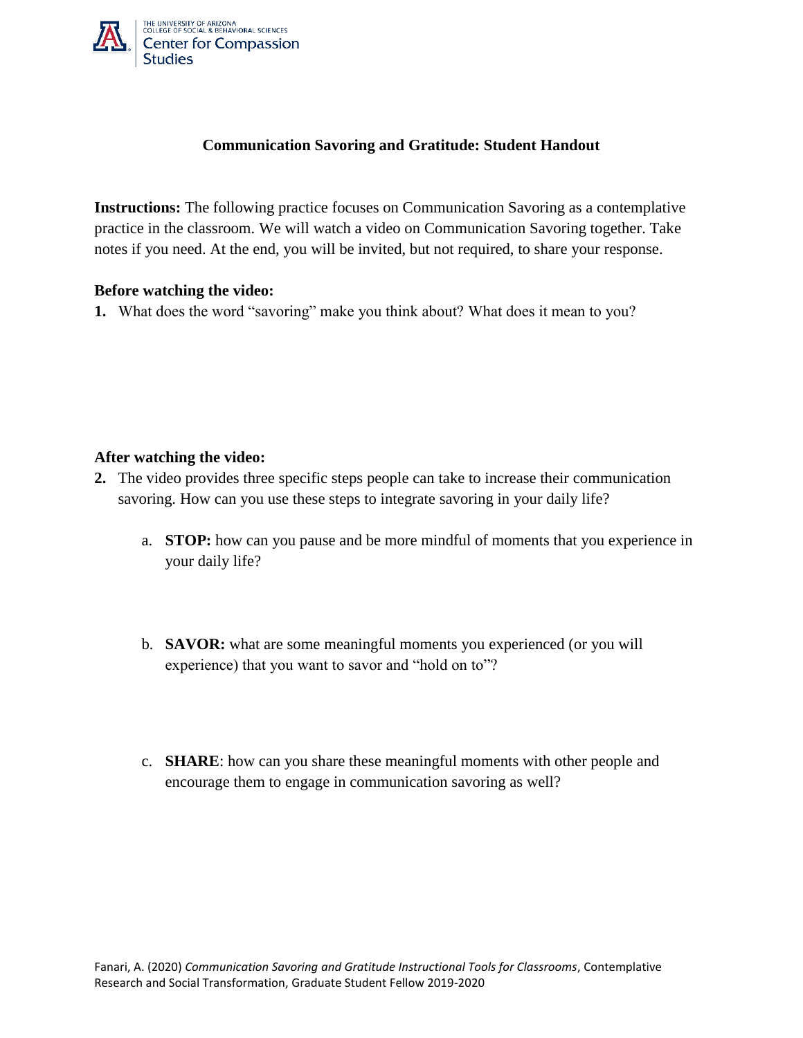THE UNIVERSITY OF ARIZONA
COLLEGE OF SOCIAL & BEHAVIORAL SCIENCES
Center for Compassion Studies

# Communication Savoring and Gratitude: Student Handout

**Instructions:** The following practice focuses on Communication Savoring as a contemplative practice in the classroom. We will watch a video on Communication Savoring together. Take notes if you need. At the end, you will be invited, but not required, to share your response.

**Before watching the video:**

1. What does the word "savoring" make you think about? What does it mean to you?

**After watching the video:**

2. The video provides three specific steps people can take to increase their communication savoring. How can you use these steps to integrate savoring in your daily life?

   a. **STOP:** how can you pause and be more mindful of moments that you experience in your daily life?

   b. **SAVOR:** what are some meaningful moments you experienced (or you will experience) that you want to savor and "hold on to"?

   c. **SHARE**: how can you share these meaningful moments with other people and encourage them to engage in communication savoring as well?

Fanari, A. (2020) *Communication Savoring and Gratitude Instructional Tools for Classrooms*, Contemplative Research and Social Transformation, Graduate Student Fellow 2019-2020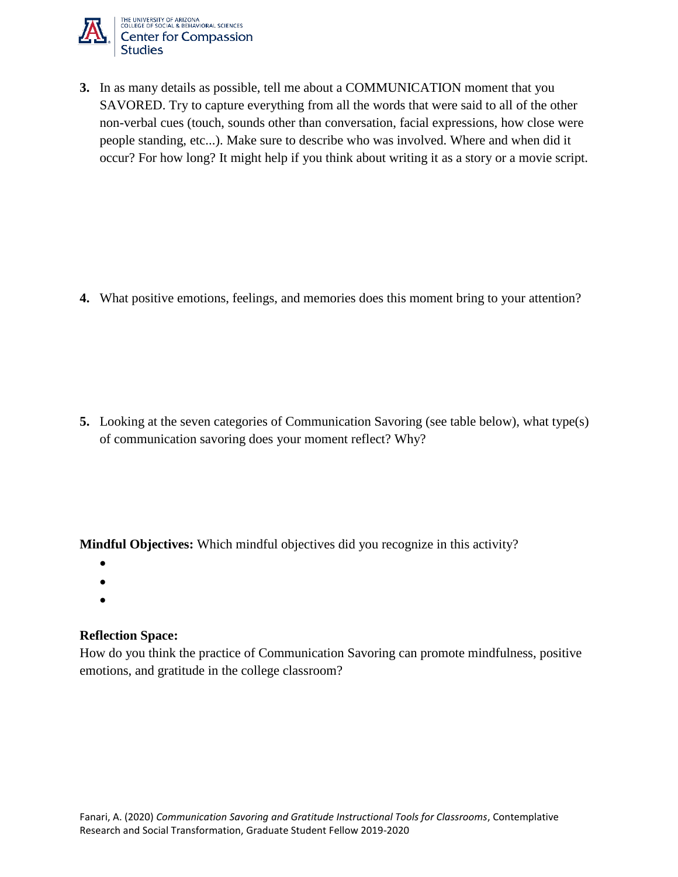3. In as many details as possible, tell me about a COMMUNICATION moment that you SAVORED. Try to capture everything from all the words that were said to all of the other non-verbal cues (touch, sounds other than conversation, facial expressions, how close were people standing, etc...). Make sure to describe who was involved. Where and when did it occur? For how long? It might help if you think about writing it as a story or a movie script.

4. What positive emotions, feelings, and memories does this moment bring to your attention?

5. Looking at the seven categories of Communication Savoring (see table below), what type(s) of communication savoring does your moment reflect? Why?

**Mindful Objectives:** Which mindful objectives did you recognize in this activity?

- 
- 
- 

**Reflection Space:**
How do you think the practice of Communication Savoring can promote mindfulness, positive emotions, and gratitude in the college classroom?

Fanari, A. (2020) *Communication Savoring and Gratitude Instructional Tools for Classrooms*, Contemplative Research and Social Transformation, Graduate Student Fellow 2019-2020